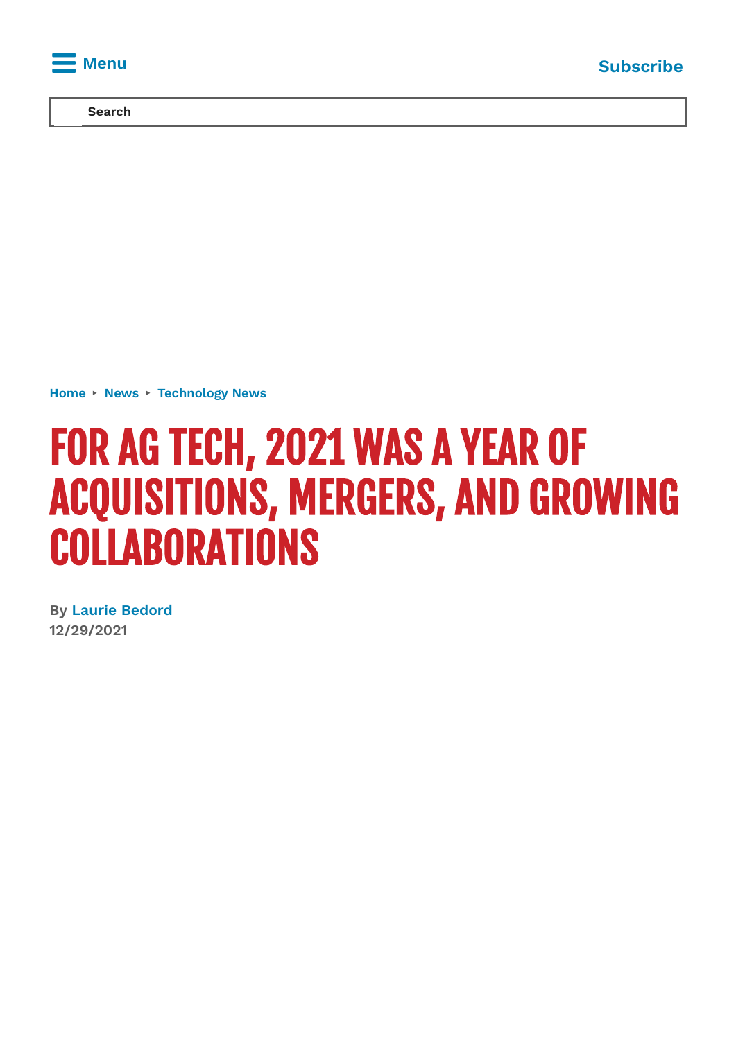Home ‣ News ‣ Technology News

# FOR AG TECH, 2021 WAS A YEAR OF ACQUISITIONS, MERGERS, AND GROWING COLLABORATIONS

By Laurie Bedord
12/29/2021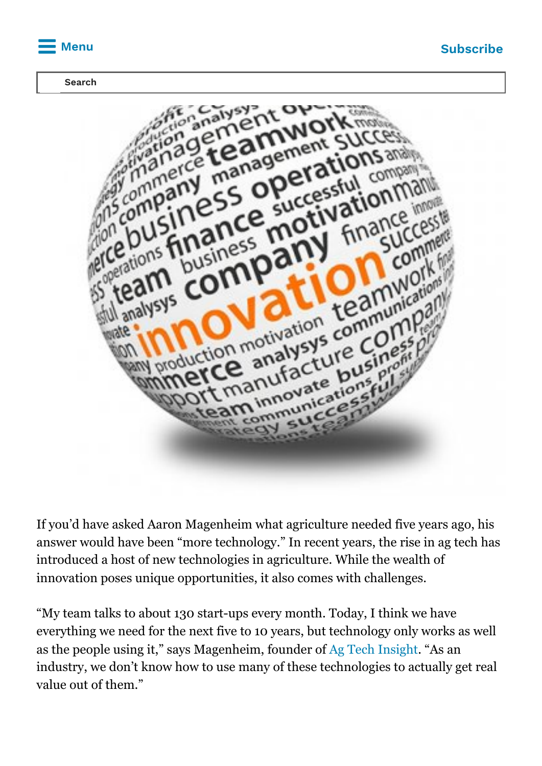If you'd have asked Aaron Magenheim what agriculture needed five years ago, his answer would have been "more technology." In recent years, the rise in ag tech has introduced a host of new technologies in agriculture. While the wealth of innovation poses unique opportunities, it also comes with challenges.

"My team talks to about 130 start-ups every month. Today, I think we have everything we need for the next five to 10 years, but technology only works as well as the people using it," says Magenheim, founder of Ag Tech Insight. "As an industry, we don't know how to use many of these technologies to actually get real value out of them."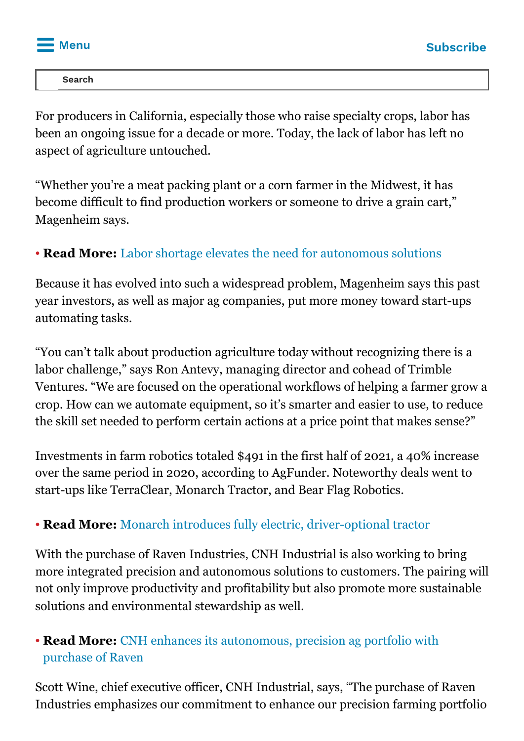For producers in California, especially those who raise specialty crops, labor has been an ongoing issue for a decade or more. Today, the lack of labor has left no aspect of agriculture untouched.

“Whether you’re a meat packing plant or a corn farmer in the Midwest, it has become difficult to find production workers or someone to drive a grain cart,” Magenheim says.

- **Read More:** Labor shortage elevates the need for autonomous solutions

Because it has evolved into such a widespread problem, Magenheim says this past year investors, as well as major ag companies, put more money toward start-ups automating tasks.

“You can’t talk about production agriculture today without recognizing there is a labor challenge,” says Ron Antevy, managing director and cohead of Trimble Ventures. “We are focused on the operational workflows of helping a farmer grow a crop. How can we automate equipment, so it’s smarter and easier to use, to reduce the skill set needed to perform certain actions at a price point that makes sense?”

Investments in farm robotics totaled $491 in the first half of 2021, a 40% increase over the same period in 2020, according to AgFunder. Noteworthy deals went to start-ups like TerraClear, Monarch Tractor, and Bear Flag Robotics.

- **Read More:** Monarch introduces fully electric, driver-optional tractor

With the purchase of Raven Industries, CNH Industrial is also working to bring more integrated precision and autonomous solutions to customers. The pairing will not only improve productivity and profitability but also promote more sustainable solutions and environmental stewardship as well.

- **Read More:** CNH enhances its autonomous, precision ag portfolio with purchase of Raven

Scott Wine, chief executive officer, CNH Industrial, says, “The purchase of Raven Industries emphasizes our commitment to enhance our precision farming portfolio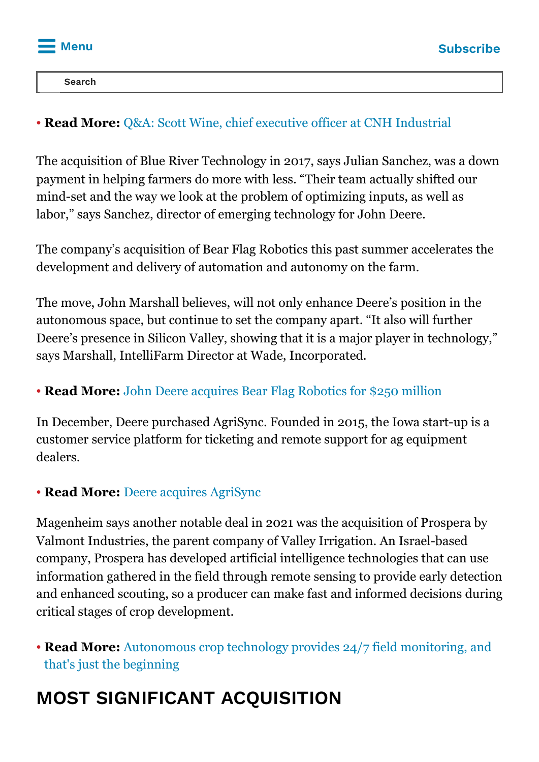- **Read More:** Q&A: Scott Wine, chief executive officer at CNH Industrial

The acquisition of Blue River Technology in 2017, says Julian Sanchez, was a down payment in helping farmers do more with less. “Their team actually shifted our mind-set and the way we look at the problem of optimizing inputs, as well as labor,” says Sanchez, director of emerging technology for John Deere.

The company’s acquisition of Bear Flag Robotics this past summer accelerates the development and delivery of automation and autonomy on the farm.

The move, John Marshall believes, will not only enhance Deere’s position in the autonomous space, but continue to set the company apart. “It also will further Deere’s presence in Silicon Valley, showing that it is a major player in technology,” says Marshall, IntelliFarm Director at Wade, Incorporated.

- **Read More:** John Deere acquires Bear Flag Robotics for $250 million

In December, Deere purchased AgriSync. Founded in 2015, the Iowa start-up is a customer service platform for ticketing and remote support for ag equipment dealers.

- **Read More:** Deere acquires AgriSync

Magenheim says another notable deal in 2021 was the acquisition of Prospera by Valmont Industries, the parent company of Valley Irrigation. An Israel-based company, Prospera has developed artificial intelligence technologies that can use information gathered in the field through remote sensing to provide early detection and enhanced scouting, so a producer can make fast and informed decisions during critical stages of crop development.

- **Read More:** Autonomous crop technology provides 24/7 field monitoring, and that's just the beginning

## MOST SIGNIFICANT ACQUISITION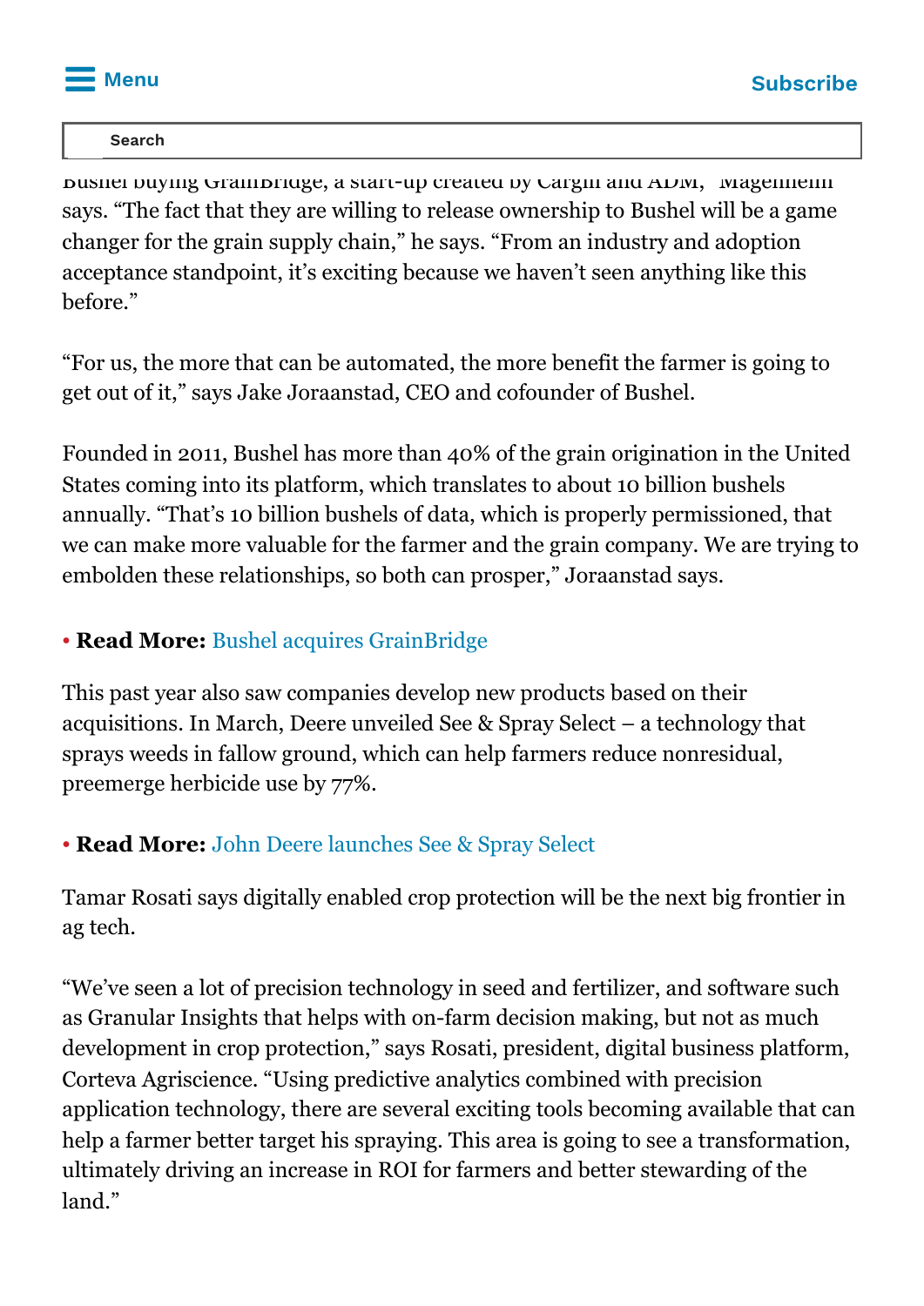Bushel buying GrainBridge, a start-up created by Cargill and ADM," Mageheim says. "The fact that they are willing to release ownership to Bushel will be a game changer for the grain supply chain," he says. "From an industry and adoption acceptance standpoint, it's exciting because we haven't seen anything like this before."

"For us, the more that can be automated, the more benefit the farmer is going to get out of it," says Jake Joraanstad, CEO and cofounder of Bushel.

Founded in 2011, Bushel has more than 40% of the grain origination in the United States coming into its platform, which translates to about 10 billion bushels annually. "That's 10 billion bushels of data, which is properly permissioned, that we can make more valuable for the farmer and the grain company. We are trying to embolden these relationships, so both can prosper," Joraanstad says.

• **Read More:** Bushel acquires GrainBridge

This past year also saw companies develop new products based on their acquisitions. In March, Deere unveiled See & Spray Select – a technology that sprays weeds in fallow ground, which can help farmers reduce nonresidual, preemerge herbicide use by 77%.

• **Read More:** John Deere launches See & Spray Select

Tamar Rosati says digitally enabled crop protection will be the next big frontier in ag tech.

"We've seen a lot of precision technology in seed and fertilizer, and software such as Granular Insights that helps with on-farm decision making, but not as much development in crop protection," says Rosati, president, digital business platform, Corteva Agriscience. "Using predictive analytics combined with precision application technology, there are several exciting tools becoming available that can help a farmer better target his spraying. This area is going to see a transformation, ultimately driving an increase in ROI for farmers and better stewarding of the land."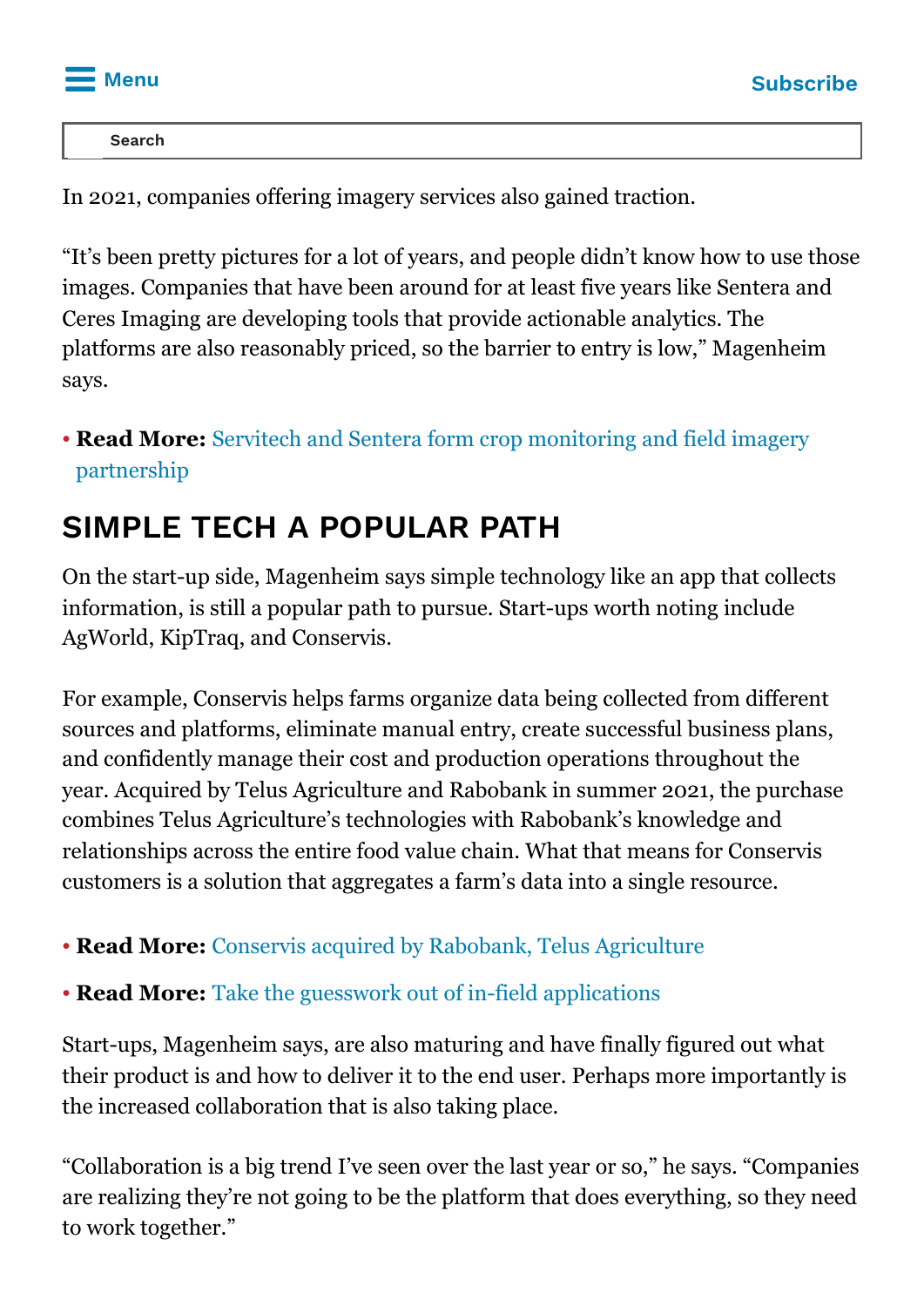In 2021, companies offering imagery services also gained traction.

"It's been pretty pictures for a lot of years, and people didn't know how to use those images. Companies that have been around for at least five years like Sentera and Ceres Imaging are developing tools that provide actionable analytics. The platforms are also reasonably priced, so the barrier to entry is low," Magenheim says.

- **Read More:** Servitech and Sentera form crop monitoring and field imagery partnership

## SIMPLE TECH A POPULAR PATH

On the start-up side, Magenheim says simple technology like an app that collects information, is still a popular path to pursue. Start-ups worth noting include AgWorld, KipTraq, and Conservis.

For example, Conservis helps farms organize data being collected from different sources and platforms, eliminate manual entry, create successful business plans, and confidently manage their cost and production operations throughout the year. Acquired by Telus Agriculture and Rabobank in summer 2021, the purchase combines Telus Agriculture's technologies with Rabobank's knowledge and relationships across the entire food value chain. What that means for Conservis customers is a solution that aggregates a farm's data into a single resource.

- **Read More:** Conservis acquired by Rabobank, Telus Agriculture
- **Read More:** Take the guesswork out of in-field applications

Start-ups, Magenheim says, are also maturing and have finally figured out what their product is and how to deliver it to the end user. Perhaps more importantly is the increased collaboration that is also taking place.

"Collaboration is a big trend I've seen over the last year or so," he says. "Companies are realizing they're not going to be the platform that does everything, so they need to work together."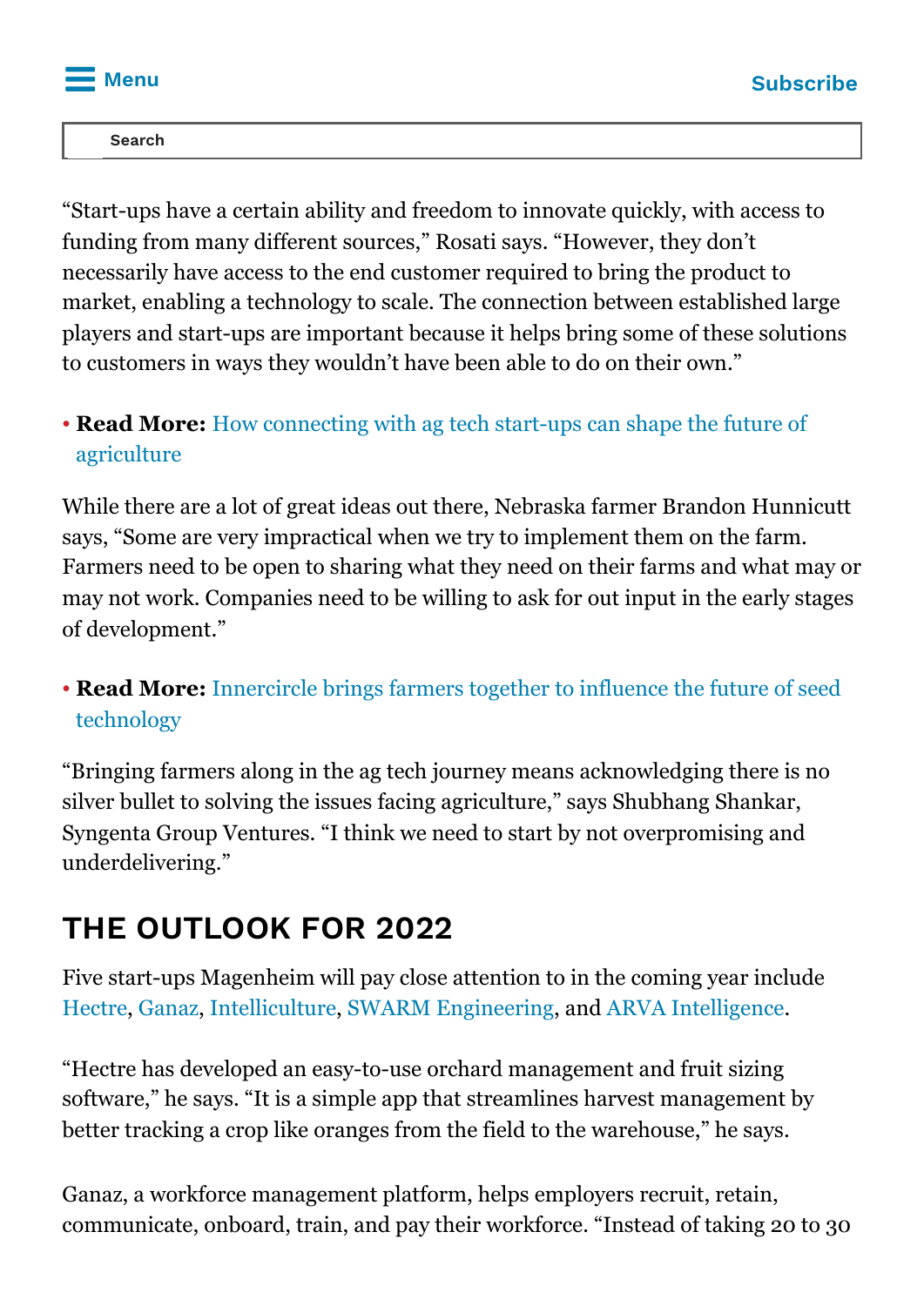"Start-ups have a certain ability and freedom to innovate quickly, with access to funding from many different sources," Rosati says. "However, they don't necessarily have access to the end customer required to bring the product to market, enabling a technology to scale. The connection between established large players and start-ups are important because it helps bring some of these solutions to customers in ways they wouldn't have been able to do on their own."

- **Read More:** How connecting with ag tech start-ups can shape the future of agriculture

While there are a lot of great ideas out there, Nebraska farmer Brandon Hunnicutt says, "Some are very impractical when we try to implement them on the farm. Farmers need to be open to sharing what they need on their farms and what may or may not work. Companies need to be willing to ask for out input in the early stages of development."

- **Read More:** Innercircle brings farmers together to influence the future of seed technology

"Bringing farmers along in the ag tech journey means acknowledging there is no silver bullet to solving the issues facing agriculture," says Shubhang Shankar, Syngenta Group Ventures. "I think we need to start by not overpromising and underdelivering."

## THE OUTLOOK FOR 2022

Five start-ups Magenheim will pay close attention to in the coming year include Hectre, Ganaz, Intelliculture, SWARM Engineering, and ARVA Intelligence.

"Hectre has developed an easy-to-use orchard management and fruit sizing software," he says. "It is a simple app that streamlines harvest management by better tracking a crop like oranges from the field to the warehouse," he says.

Ganaz, a workforce management platform, helps employers recruit, retain, communicate, onboard, train, and pay their workforce. "Instead of taking 20 to 30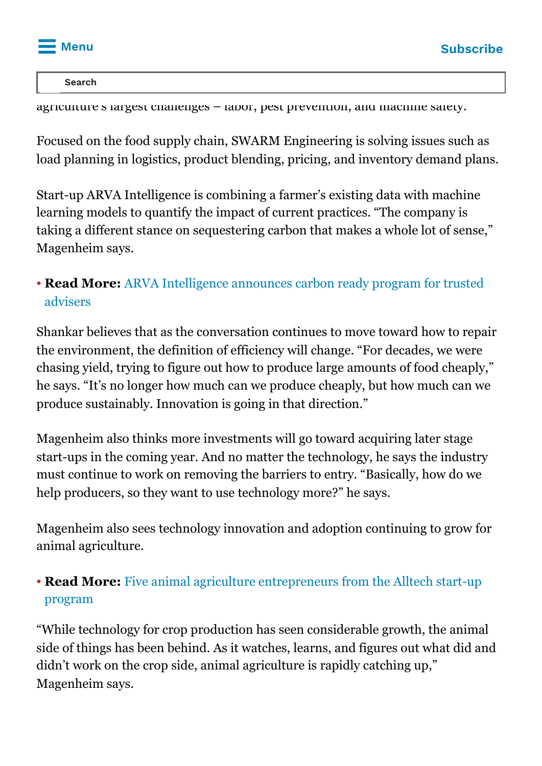agriculture's largest challenges – labor, pest prevention, and machine safety.

Focused on the food supply chain, SWARM Engineering is solving issues such as load planning in logistics, product blending, pricing, and inventory demand plans.

Start-up ARVA Intelligence is combining a farmer's existing data with machine learning models to quantify the impact of current practices. "The company is taking a different stance on sequestering carbon that makes a whole lot of sense," Magenheim says.

- **Read More:** ARVA Intelligence announces carbon ready program for trusted advisers

Shankar believes that as the conversation continues to move toward how to repair the environment, the definition of efficiency will change. "For decades, we were chasing yield, trying to figure out how to produce large amounts of food cheaply," he says. "It's no longer how much can we produce cheaply, but how much can we produce sustainably. Innovation is going in that direction."

Magenheim also thinks more investments will go toward acquiring later stage start-ups in the coming year. And no matter the technology, he says the industry must continue to work on removing the barriers to entry. "Basically, how do we help producers, so they want to use technology more?" he says.

Magenheim also sees technology innovation and adoption continuing to grow for animal agriculture.

- **Read More:** Five animal agriculture entrepreneurs from the Alltech start-up program

"While technology for crop production has seen considerable growth, the animal side of things has been behind. As it watches, learns, and figures out what did and didn't work on the crop side, animal agriculture is rapidly catching up," Magenheim says.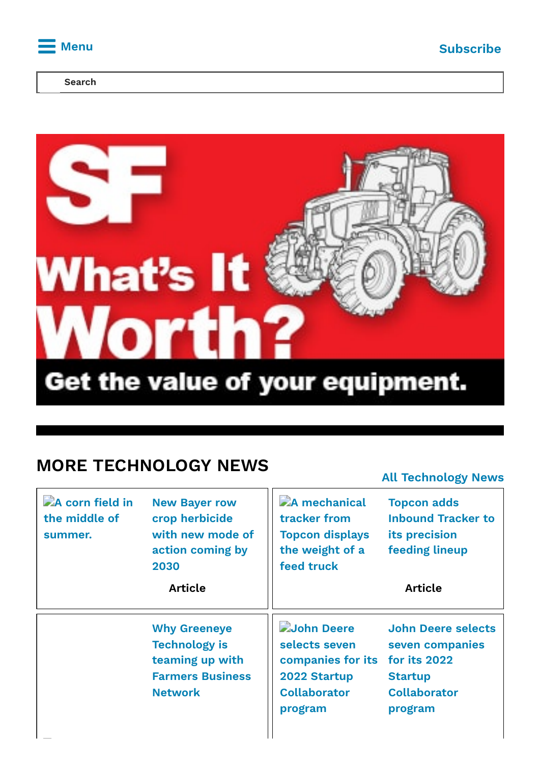Menu

Subscribe

Search

What's It Worth?

Get the value of your equipment.

## MORE TECHNOLOGY NEWS

All Technology News

A corn field in the middle of summer.

New Bayer row crop herbicide with new mode of action coming by 2030

Article

A mechanical tracker from Topcon displays the weight of a feed truck

Topcon adds Inbound Tracker to its precision feeding lineup

Article

Why Greeneye Technology is teaming up with Farmers Business Network

John Deere selects seven companies for its 2022 Startup Collaborator program

John Deere selects seven companies for its 2022 Startup Collaborator program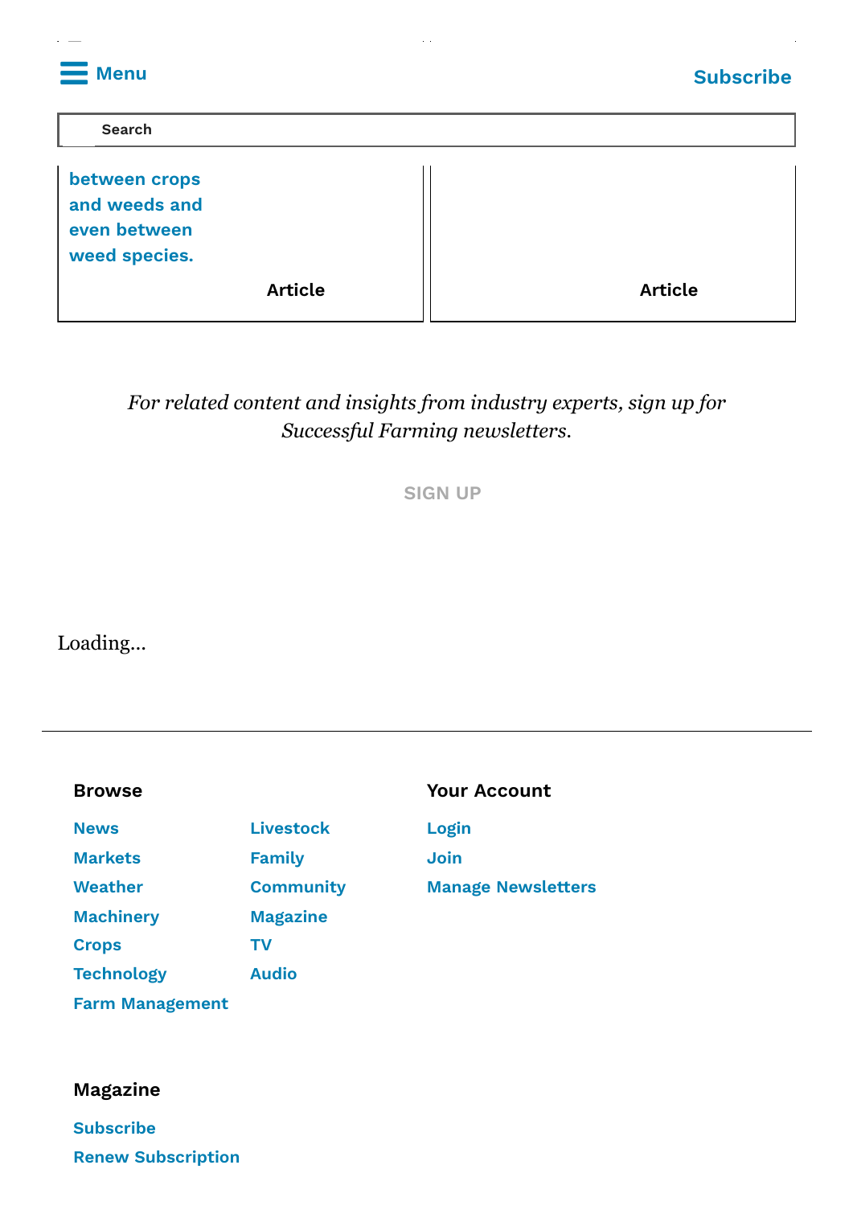Menu

Subscribe

Search

between crops and weeds and even between weed species.

Article

Article

*For related content and insights from industry experts, sign up for Successful Farming newsletters.*

SIGN UP

Loading...

---

**Browse**

- News
- Markets
- Weather
- Machinery
- Crops
- Technology
- Farm Management
- Livestock
- Family
- Community
- Magazine
- TV
- Audio

**Your Account**

- Login
- Join
- Manage Newsletters

**Magazine**

- Subscribe
- Renew Subscription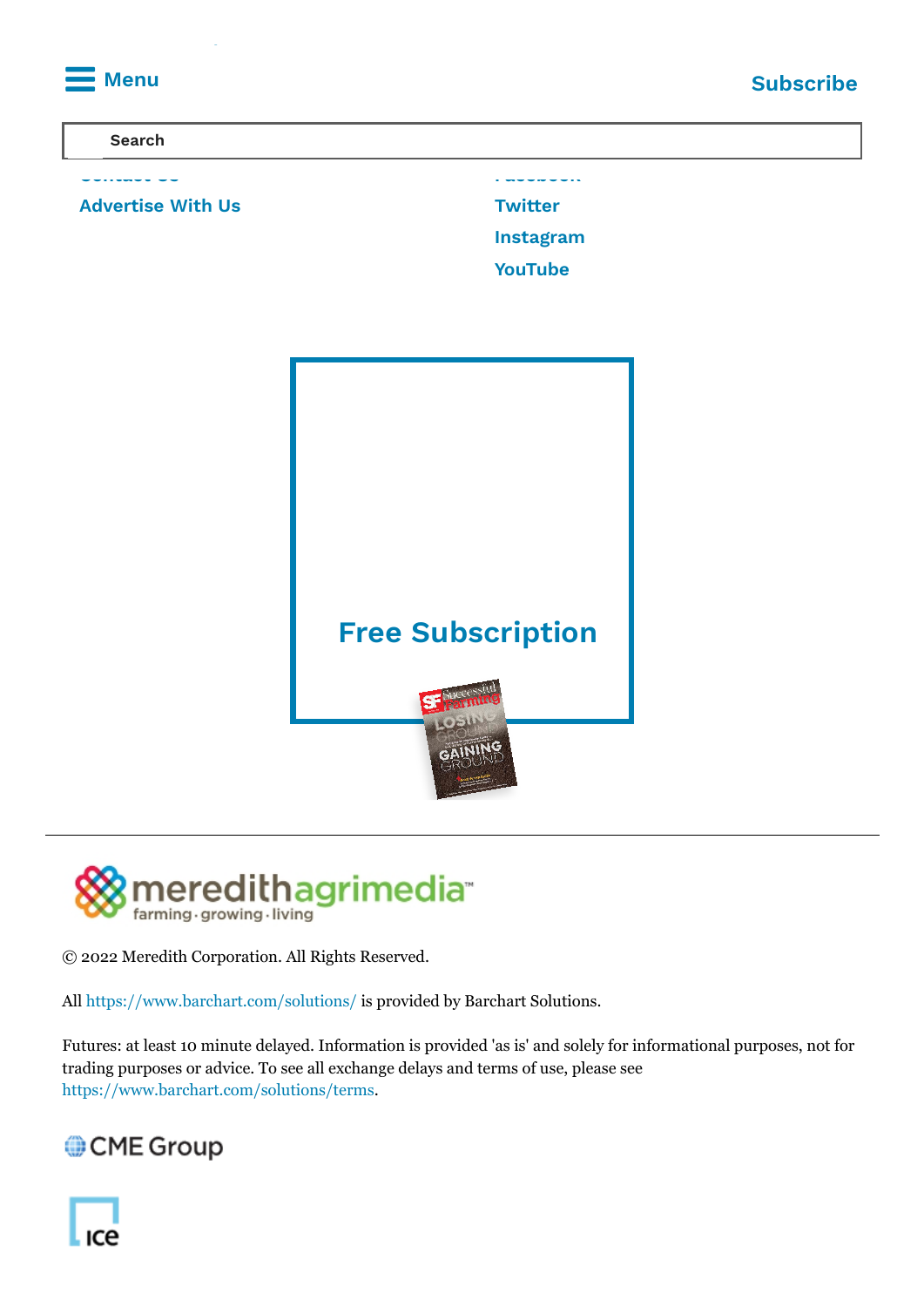Menu

Subscribe

Search

Advertise With Us

Twitter

Instagram

YouTube

Free Subscription

© 2022 Meredith Corporation. All Rights Reserved.

All https://www.barchart.com/solutions/ is provided by Barchart Solutions.

Futures: at least 10 minute delayed. Information is provided 'as is' and solely for informational purposes, not for trading purposes or advice. To see all exchange delays and terms of use, please see https://www.barchart.com/solutions/terms.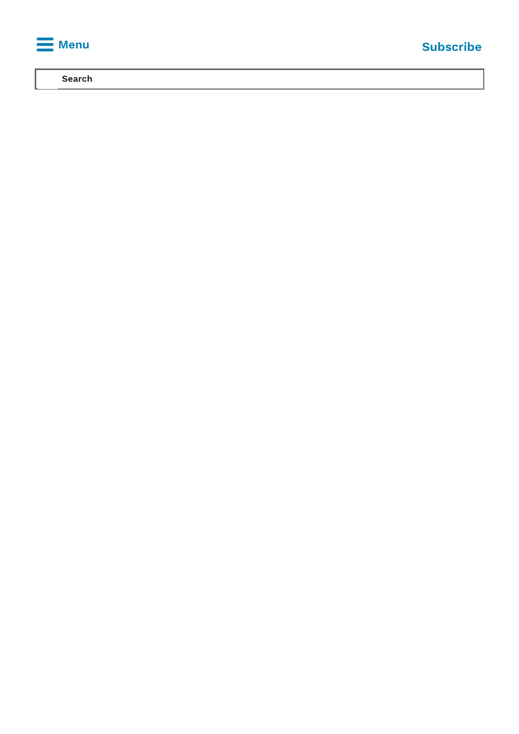Menu

Subscribe

Search